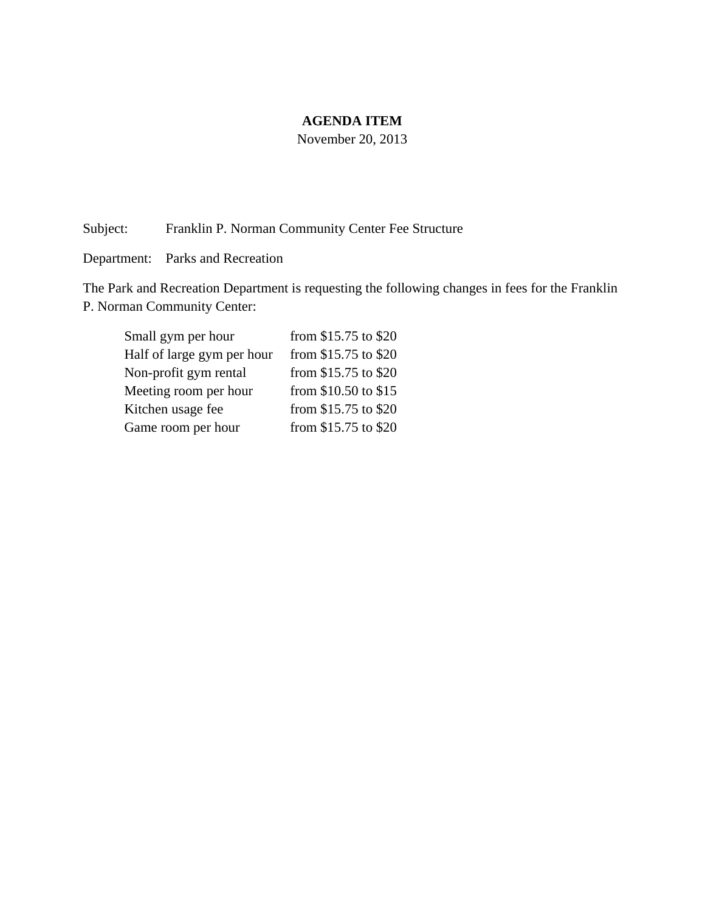**AGENDA ITEM**

November 20, 2013

Subject: Franklin P. Norman Community Center Fee Structure

Department: Parks and Recreation

The Park and Recreation Department is requesting the following changes in fees for the Franklin P. Norman Community Center:

| | |
|---|---|
| Small gym per hour | from $15.75 to $20 |
| Half of large gym per hour | from $15.75 to $20 |
| Non-profit gym rental | from $15.75 to $20 |
| Meeting room per hour | from $10.50 to $15 |
| Kitchen usage fee | from $15.75 to $20 |
| Game room per hour | from $15.75 to $20 |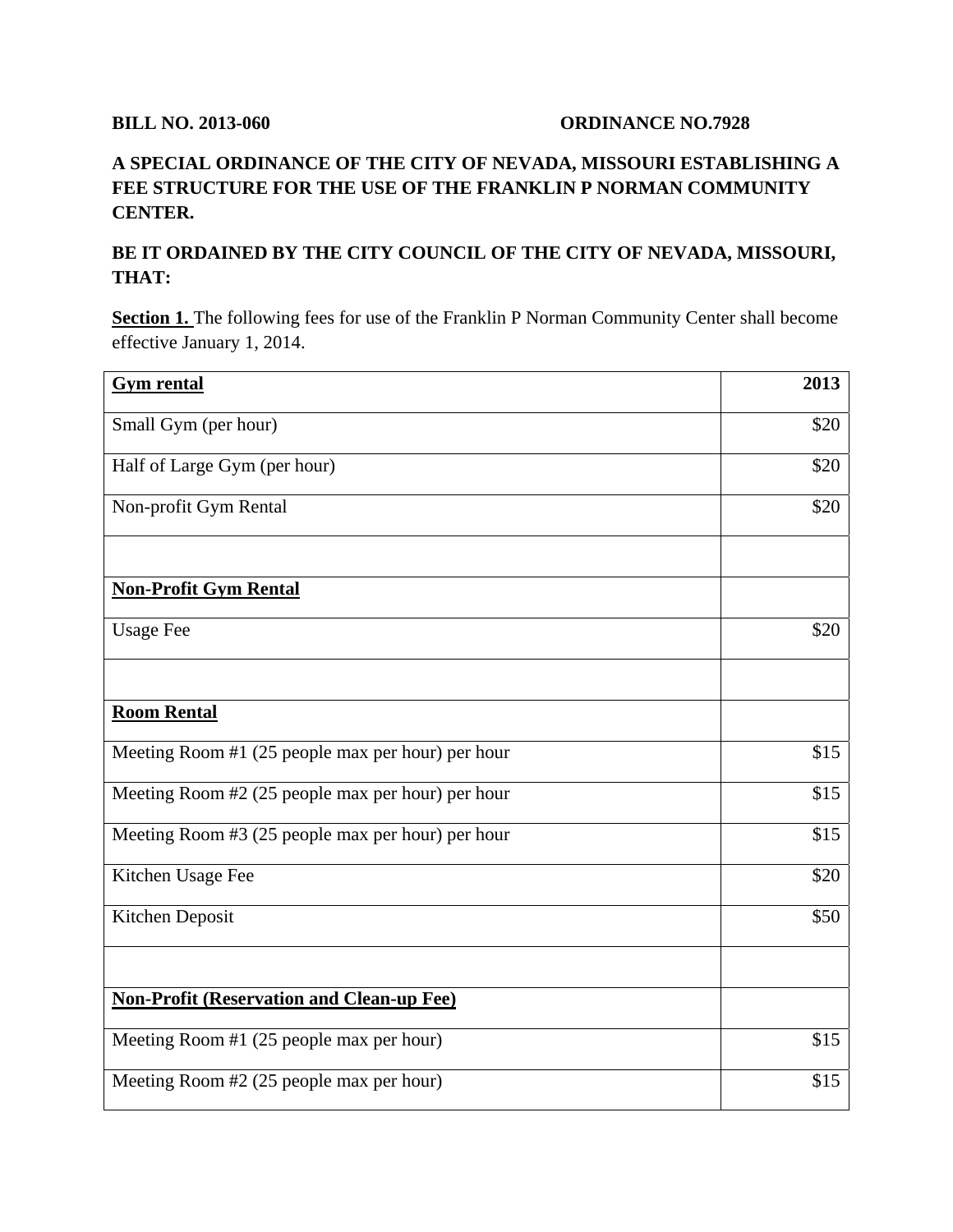**BILL NO. 2013-060** **ORDINANCE NO.7928**

**A SPECIAL ORDINANCE OF THE CITY OF NEVADA, MISSOURI ESTABLISHING A FEE STRUCTURE FOR THE USE OF THE FRANKLIN P NORMAN COMMUNITY CENTER.**

**BE IT ORDAINED BY THE CITY COUNCIL OF THE CITY OF NEVADA, MISSOURI, THAT:**

**Section 1.** The following fees for use of the Franklin P Norman Community Center shall become effective January 1, 2014.

| **Gym rental** | **2013** |
|---|---|
| Small Gym (per hour) | $20 |
| Half of Large Gym (per hour) | $20 |
| Non-profit Gym Rental | $20 |
| | |
| **Non-Profit Gym Rental** | |
| Usage Fee | $20 |
| | |
| **Room Rental** | |
| Meeting Room #1 (25 people max per hour) per hour | $15 |
| Meeting Room #2 (25 people max per hour) per hour | $15 |
| Meeting Room #3 (25 people max per hour) per hour | $15 |
| Kitchen Usage Fee | $20 |
| Kitchen Deposit | $50 |
| | |
| **Non-Profit (Reservation and Clean-up Fee)** | |
| Meeting Room #1 (25 people max per hour) | $15 |
| Meeting Room #2 (25 people max per hour) | $15 |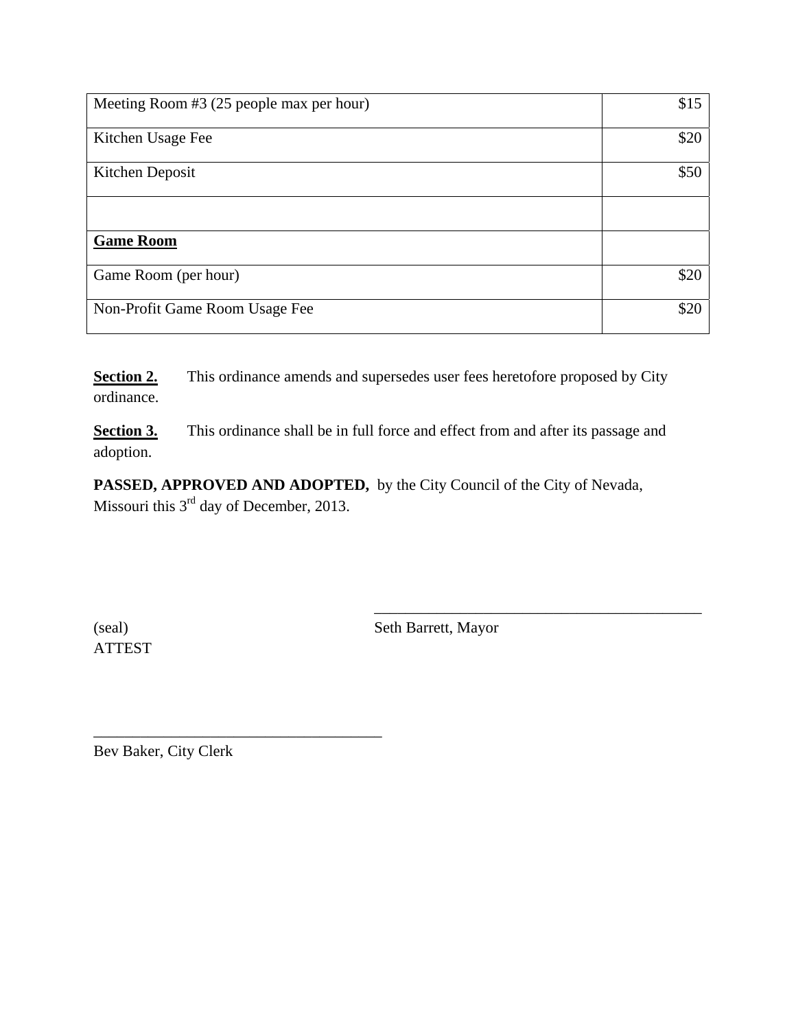| | |
|---|---|
| Meeting Room #3 (25 people max per hour) | $15 |
| Kitchen Usage Fee | $20 |
| Kitchen Deposit | $50 |
| | |
| **<u>Game Room</u>** | |
| Game Room (per hour) | $20 |
| Non-Profit Game Room Usage Fee | $20 |

**<u>Section 2.</u>** This ordinance amends and supersedes user fees heretofore proposed by City ordinance.

**<u>Section 3.</u>** This ordinance shall be in full force and effect from and after its passage and adoption.

**PASSED, APPROVED AND ADOPTED,** by the City Council of the City of Nevada, Missouri this 3rd day of December, 2013.

\_\_\_\_\_\_\_\_\_\_\_\_\_\_\_\_\_\_\_\_\_\_\_\_\_\_\_\_\_\_\_\_\_\_\_\_\_\_\_\_\_\_

(seal) Seth Barrett, Mayor

ATTEST

\_\_\_\_\_\_\_\_\_\_\_\_\_\_\_\_\_\_\_\_\_\_\_\_\_\_\_\_\_\_\_\_\_\_\_\_\_\_

Bev Baker, City Clerk